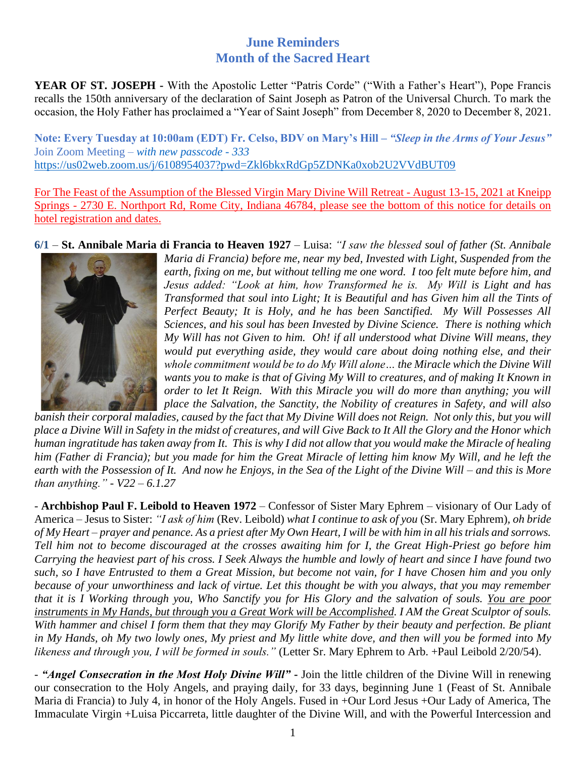# June Reminders
# Month of the Sacred Heart

**YEAR OF ST. JOSEPH -** With the Apostolic Letter "Patris Corde" ("With a Father's Heart"), Pope Francis recalls the 150th anniversary of the declaration of Saint Joseph as Patron of the Universal Church. To mark the occasion, the Holy Father has proclaimed a "Year of Saint Joseph" from December 8, 2020 to December 8, 2021.

**Note: Every Tuesday at 10:00am (EDT) Fr. Celso, BDV on Mary's Hill – *"Sleep in the Arms of Your Jesus"***
Join Zoom Meeting – *with new passcode - 333*
https://us02web.zoom.us/j/6108954037?pwd=Zkl6bkxRdGp5ZDNKa0xob2U2VVdBUT09

For The Feast of the Assumption of the Blessed Virgin Mary Divine Will Retreat - August 13-15, 2021 at Kneipp Springs - 2730 E. Northport Rd, Rome City, Indiana 46784, please see the bottom of this notice for details on hotel registration and dates.

**6/1** – **St. Annibale Maria di Francia to Heaven 1927** – Luisa: *"I saw the blessed soul of father (St. Annibale Maria di Francia) before me, near my bed, Invested with Light, Suspended from the earth, fixing on me, but without telling me one word. I too felt mute before him, and Jesus added: "Look at him, how Transformed he is. My Will is Light and has Transformed that soul into Light; It is Beautiful and has Given him all the Tints of Perfect Beauty; It is Holy, and he has been Sanctified. My Will Possesses All Sciences, and his soul has been Invested by Divine Science. There is nothing which My Will has not Given to him. Oh! if all understood what Divine Will means, they would put everything aside, they would care about doing nothing else, and their whole commitment would be to do My Will alone… the Miracle which the Divine Will wants you to make is that of Giving My Will to creatures, and of making It Known in order to let It Reign. With this Miracle you will do more than anything; you will place the Salvation, the Sanctity, the Nobility of creatures in Safety, and will also banish their corporal maladies, caused by the fact that My Divine Will does not Reign. Not only this, but you will place a Divine Will in Safety in the midst of creatures, and will Give Back to It All the Glory and the Honor which human ingratitude has taken away from It. This is why I did not allow that you would make the Miracle of healing him (Father di Francia); but you made for him the Great Miracle of letting him know My Will, and he left the earth with the Possession of It. And now he Enjoys, in the Sea of the Light of the Divine Will – and this is More than anything." - V22 – 6.1.27*

- **Archbishop Paul F. Leibold to Heaven 1972** – Confessor of Sister Mary Ephrem – visionary of Our Lady of America – Jesus to Sister: *"I ask of him* (Rev. Leibold) *what I continue to ask of you* (Sr. Mary Ephrem)*, oh bride of My Heart – prayer and penance. As a priest after My Own Heart, I will be with him in all his trials and sorrows. Tell him not to become discouraged at the crosses awaiting him for I, the Great High-Priest go before him Carrying the heaviest part of his cross. I Seek Always the humble and lowly of heart and since I have found two such, so I have Entrusted to them a Great Mission, but become not vain, for I have Chosen him and you only because of your unworthiness and lack of virtue. Let this thought be with you always, that you may remember that it is I Working through you, Who Sanctify you for His Glory and the salvation of souls. You are poor instruments in My Hands, but through you a Great Work will be Accomplished. I AM the Great Sculptor of souls. With hammer and chisel I form them that they may Glorify My Father by their beauty and perfection. Be pliant in My Hands, oh My two lowly ones, My priest and My little white dove, and then will you be formed into My likeness and through you, I will be formed in souls."* (Letter Sr. Mary Ephrem to Arb. +Paul Leibold 2/20/54).

- ***"Angel Consecration in the Most Holy Divine Will"*** **-** Join the little children of the Divine Will in renewing our consecration to the Holy Angels, and praying daily, for 33 days, beginning June 1 (Feast of St. Annibale Maria di Francia) to July 4, in honor of the Holy Angels. Fused in +Our Lord Jesus +Our Lady of America, The Immaculate Virgin +Luisa Piccarreta, little daughter of the Divine Will, and with the Powerful Intercession and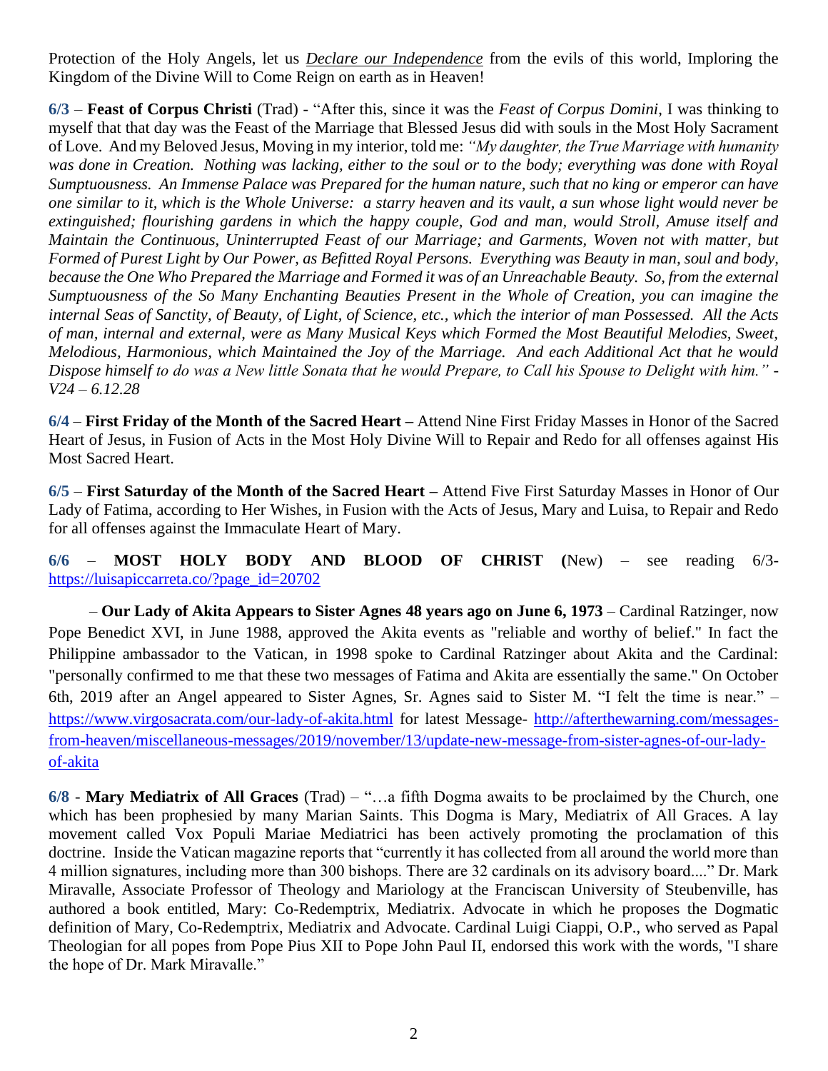Protection of the Holy Angels, let us ***Declare our Independence*** from the evils of this world, Imploring the Kingdom of the Divine Will to Come Reign on earth as in Heaven!

**6/3** – **Feast of Corpus Christi** (Trad) - "After this, since it was the *Feast of Corpus Domini*, I was thinking to myself that that day was the Feast of the Marriage that Blessed Jesus did with souls in the Most Holy Sacrament of Love. And my Beloved Jesus, Moving in my interior, told me: *"My daughter, the True Marriage with humanity was done in Creation. Nothing was lacking, either to the soul or to the body; everything was done with Royal Sumptuousness. An Immense Palace was Prepared for the human nature, such that no king or emperor can have one similar to it, which is the Whole Universe: a starry heaven and its vault, a sun whose light would never be extinguished; flourishing gardens in which the happy couple, God and man, would Stroll, Amuse itself and Maintain the Continuous, Uninterrupted Feast of our Marriage; and Garments, Woven not with matter, but Formed of Purest Light by Our Power, as Befitted Royal Persons. Everything was Beauty in man, soul and body, because the One Who Prepared the Marriage and Formed it was of an Unreachable Beauty. So, from the external Sumptuousness of the So Many Enchanting Beauties Present in the Whole of Creation, you can imagine the internal Seas of Sanctity, of Beauty, of Light, of Science, etc., which the interior of man Possessed. All the Acts of man, internal and external, were as Many Musical Keys which Formed the Most Beautiful Melodies, Sweet, Melodious, Harmonious, which Maintained the Joy of the Marriage. And each Additional Act that he would Dispose himself to do was a New little Sonata that he would Prepare, to Call his Spouse to Delight with him." - V24 – 6.12.28*

**6/4** – **First Friday of the Month of the Sacred Heart –** Attend Nine First Friday Masses in Honor of the Sacred Heart of Jesus, in Fusion of Acts in the Most Holy Divine Will to Repair and Redo for all offenses against His Most Sacred Heart.

**6/5** – **First Saturday of the Month of the Sacred Heart –** Attend Five First Saturday Masses in Honor of Our Lady of Fatima, according to Her Wishes, in Fusion with the Acts of Jesus, Mary and Luisa, to Repair and Redo for all offenses against the Immaculate Heart of Mary.

**6/6** – **MOST HOLY BODY AND BLOOD OF CHRIST (**New) – see reading 6/3- https://luisapiccarreta.co/?page_id=20702

– **Our Lady of Akita Appears to Sister Agnes 48 years ago on June 6, 1973** – Cardinal Ratzinger, now Pope Benedict XVI, in June 1988, approved the Akita events as "reliable and worthy of belief." In fact the Philippine ambassador to the Vatican, in 1998 spoke to Cardinal Ratzinger about Akita and the Cardinal: "personally confirmed to me that these two messages of Fatima and Akita are essentially the same." On October 6th, 2019 after an Angel appeared to Sister Agnes, Sr. Agnes said to Sister M. "I felt the time is near." – https://www.virgosacrata.com/our-lady-of-akita.html for latest Message- http://afterthewarning.com/messages-from-heaven/miscellaneous-messages/2019/november/13/update-new-message-from-sister-agnes-of-our-lady-of-akita

**6/8** - **Mary Mediatrix of All Graces** (Trad) – "…a fifth Dogma awaits to be proclaimed by the Church, one which has been prophesied by many Marian Saints. This Dogma is Mary, Mediatrix of All Graces. A lay movement called Vox Populi Mariae Mediatrici has been actively promoting the proclamation of this doctrine. Inside the Vatican magazine reports that "currently it has collected from all around the world more than 4 million signatures, including more than 300 bishops. There are 32 cardinals on its advisory board...." Dr. Mark Miravalle, Associate Professor of Theology and Mariology at the Franciscan University of Steubenville, has authored a book entitled, Mary: Co-Redemptrix, Mediatrix. Advocate in which he proposes the Dogmatic definition of Mary, Co-Redemptrix, Mediatrix and Advocate. Cardinal Luigi Ciappi, O.P., who served as Papal Theologian for all popes from Pope Pius XII to Pope John Paul II, endorsed this work with the words, "I share the hope of Dr. Mark Miravalle."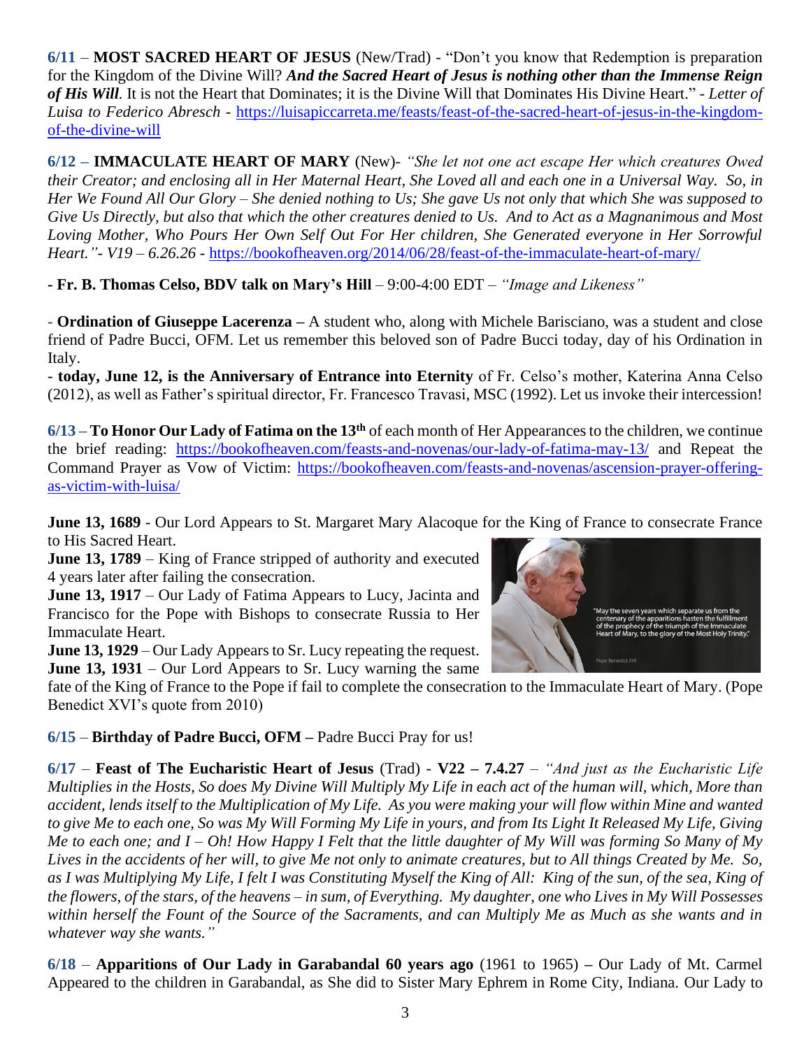**6/11** – **MOST SACRED HEART OF JESUS** (New/Trad) - "Don't you know that Redemption is preparation for the Kingdom of the Divine Will? ***And the Sacred Heart of Jesus is nothing other than the Immense Reign of His Will.*** It is not the Heart that Dominates; it is the Divine Will that Dominates His Divine Heart." - *Letter of Luisa to Federico Abresch* - https://luisapiccarreta.me/feasts/feast-of-the-sacred-heart-of-jesus-in-the-kingdom-of-the-divine-will

**6/12 – IMMACULATE HEART OF MARY** (New)- *"She let not one act escape Her which creatures Owed their Creator; and enclosing all in Her Maternal Heart, She Loved all and each one in a Universal Way. So, in Her We Found All Our Glory – She denied nothing to Us; She gave Us not only that which She was supposed to Give Us Directly, but also that which the other creatures denied to Us. And to Act as a Magnanimous and Most Loving Mother, Who Pours Her Own Self Out For Her children, She Generated everyone in Her Sorrowful Heart."- V19 – 6.26.26* - https://bookofheaven.org/2014/06/28/feast-of-the-immaculate-heart-of-mary/

**- Fr. B. Thomas Celso, BDV talk on Mary's Hill** – 9:00-4:00 EDT – *"Image and Likeness"*

**- Ordination of Giuseppe Lacerenza –** A student who, along with Michele Barisciano, was a student and close friend of Padre Bucci, OFM. Let us remember this beloved son of Padre Bucci today, day of his Ordination in Italy.

- **today, June 12, is the Anniversary of Entrance into Eternity** of Fr. Celso's mother, Katerina Anna Celso (2012), as well as Father's spiritual director, Fr. Francesco Travasi, MSC (1992). Let us invoke their intercession!

**6/13 – To Honor Our Lady of Fatima on the 13th** of each month of Her Appearances to the children, we continue the brief reading: https://bookofheaven.com/feasts-and-novenas/our-lady-of-fatima-may-13/ and Repeat the Command Prayer as Vow of Victim: https://bookofheaven.com/feasts-and-novenas/ascension-prayer-offering-as-victim-with-luisa/

**June 13, 1689** - Our Lord Appears to St. Margaret Mary Alacoque for the King of France to consecrate France to His Sacred Heart.

**June 13, 1789** – King of France stripped of authority and executed 4 years later after failing the consecration.

**June 13, 1917** – Our Lady of Fatima Appears to Lucy, Jacinta and Francisco for the Pope with Bishops to consecrate Russia to Her Immaculate Heart.

**June 13, 1929** – Our Lady Appears to Sr. Lucy repeating the request.

**June 13, 1931** – Our Lord Appears to Sr. Lucy warning the same fate of the King of France to the Pope if fail to complete the consecration to the Immaculate Heart of Mary. (Pope Benedict XVI's quote from 2010)

"May the seven years which separate us from the centenary of the apparitions hasten the fulfillment of the prophecy of the triumph of the Immaculate Heart of Mary, to the glory of the Most Holy Trinity."

Pope Benedict XVI

**6/15** – **Birthday of Padre Bucci, OFM –** Padre Bucci Pray for us!

**6/17** – **Feast of The Eucharistic Heart of Jesus** (Trad) - **V22 – 7.4.27** – *"And just as the Eucharistic Life Multiplies in the Hosts, So does My Divine Will Multiply My Life in each act of the human will, which, More than accident, lends itself to the Multiplication of My Life. As you were making your will flow within Mine and wanted to give Me to each one, So was My Will Forming My Life in yours, and from Its Light It Released My Life, Giving Me to each one; and I – Oh! How Happy I Felt that the little daughter of My Will was forming So Many of My Lives in the accidents of her will, to give Me not only to animate creatures, but to All things Created by Me. So, as I was Multiplying My Life, I felt I was Constituting Myself the King of All: King of the sun, of the sea, King of the flowers, of the stars, of the heavens – in sum, of Everything. My daughter, one who Lives in My Will Possesses within herself the Fount of the Source of the Sacraments, and can Multiply Me as Much as she wants and in whatever way she wants."*

**6/18** – **Apparitions of Our Lady in Garabandal 60 years ago** (1961 to 1965) **–** Our Lady of Mt. Carmel Appeared to the children in Garabandal, as She did to Sister Mary Ephrem in Rome City, Indiana. Our Lady to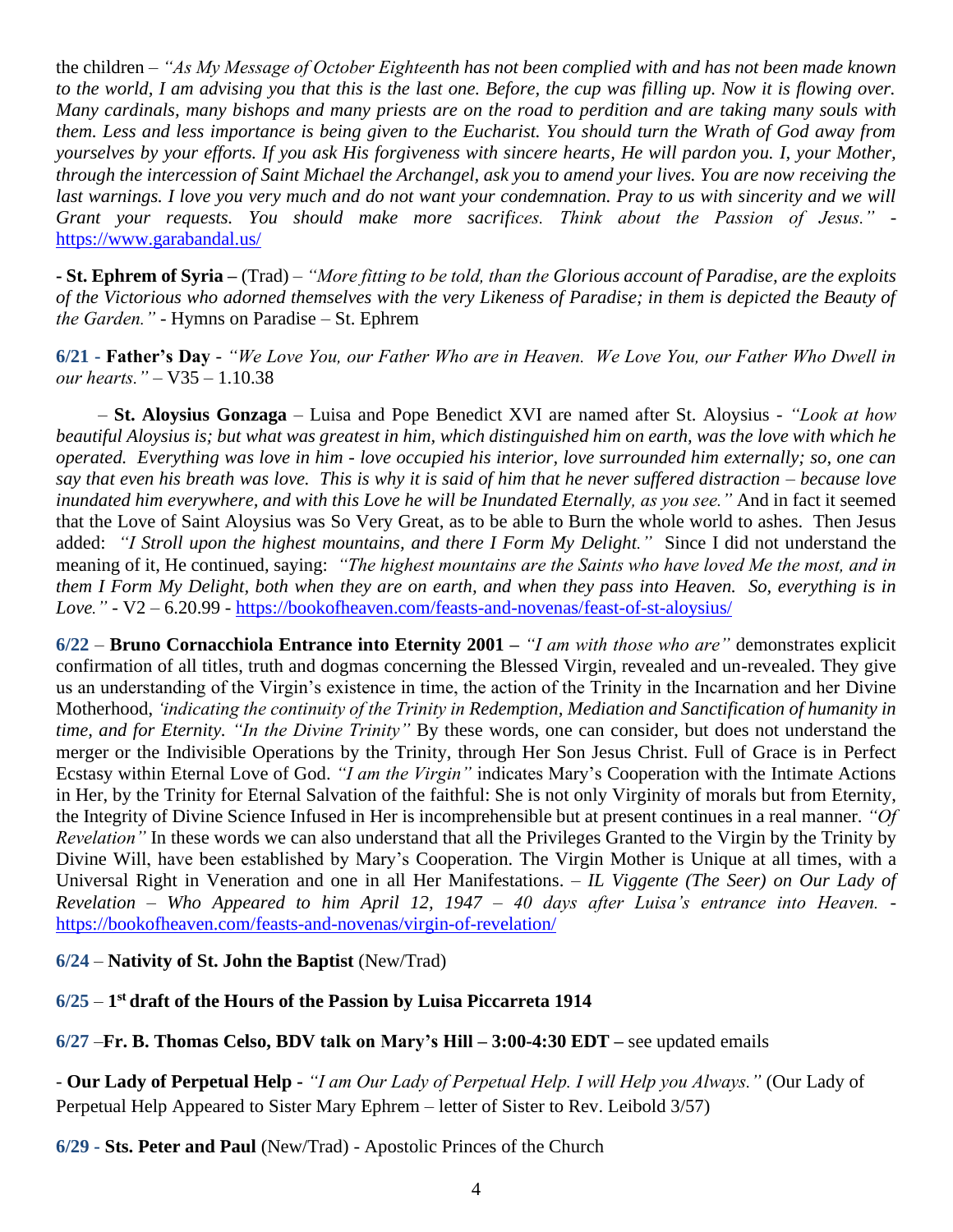the children – *"As My Message of October Eighteenth has not been complied with and has not been made known to the world, I am advising you that this is the last one. Before, the cup was filling up. Now it is flowing over. Many cardinals, many bishops and many priests are on the road to perdition and are taking many souls with them. Less and less importance is being given to the Eucharist. You should turn the Wrath of God away from yourselves by your efforts. If you ask His forgiveness with sincere hearts, He will pardon you. I, your Mother, through the intercession of Saint Michael the Archangel, ask you to amend your lives. You are now receiving the last warnings. I love you very much and do not want your condemnation. Pray to us with sincerity and we will Grant your requests. You should make more sacrifices. Think about the Passion of Jesus."* - https://www.garabandal.us/

**- St. Ephrem of Syria –** (Trad) – *"More fitting to be told, than the Glorious account of Paradise, are the exploits of the Victorious who adorned themselves with the very Likeness of Paradise; in them is depicted the Beauty of the Garden."* - Hymns on Paradise – St. Ephrem

**6/21 - Father's Day** - *"We Love You, our Father Who are in Heaven. We Love You, our Father Who Dwell in our hearts."* – V35 – 1.10.38

– **St. Aloysius Gonzaga** – Luisa and Pope Benedict XVI are named after St. Aloysius - *"Look at how beautiful Aloysius is; but what was greatest in him, which distinguished him on earth, was the love with which he operated. Everything was love in him - love occupied his interior, love surrounded him externally; so, one can say that even his breath was love. This is why it is said of him that he never suffered distraction – because love inundated him everywhere, and with this Love he will be Inundated Eternally, as you see."* And in fact it seemed that the Love of Saint Aloysius was So Very Great, as to be able to Burn the whole world to ashes. Then Jesus added: *"I Stroll upon the highest mountains, and there I Form My Delight."* Since I did not understand the meaning of it, He continued, saying: *"The highest mountains are the Saints who have loved Me the most, and in them I Form My Delight, both when they are on earth, and when they pass into Heaven. So, everything is in Love."* - V2 – 6.20.99 - https://bookofheaven.com/feasts-and-novenas/feast-of-st-aloysius/

**6/22** – **Bruno Cornacchiola Entrance into Eternity 2001 –** *"I am with those who are"* demonstrates explicit confirmation of all titles, truth and dogmas concerning the Blessed Virgin, revealed and un-revealed. They give us an understanding of the Virgin's existence in time, the action of the Trinity in the Incarnation and her Divine Motherhood, *'indicating the continuity of the Trinity in Redemption, Mediation and Sanctification of humanity in time, and for Eternity. "In the Divine Trinity"* By these words, one can consider, but does not understand the merger or the Indivisible Operations by the Trinity, through Her Son Jesus Christ. Full of Grace is in Perfect Ecstasy within Eternal Love of God. *"I am the Virgin"* indicates Mary's Cooperation with the Intimate Actions in Her, by the Trinity for Eternal Salvation of the faithful: She is not only Virginity of morals but from Eternity, the Integrity of Divine Science Infused in Her is incomprehensible but at present continues in a real manner. *"Of Revelation"* In these words we can also understand that all the Privileges Granted to the Virgin by the Trinity by Divine Will, have been established by Mary's Cooperation. The Virgin Mother is Unique at all times, with a Universal Right in Veneration and one in all Her Manifestations. – *IL Viggente (The Seer) on Our Lady of Revelation – Who Appeared to him April 12, 1947 – 40 days after Luisa's entrance into Heaven.* - https://bookofheaven.com/feasts-and-novenas/virgin-of-revelation/

**6/24** – **Nativity of St. John the Baptist** (New/Trad)

**6/25** – **1st draft of the Hours of the Passion by Luisa Piccarreta 1914**

**6/27** –**Fr. B. Thomas Celso, BDV talk on Mary's Hill – 3:00-4:30 EDT –** see updated emails

- **Our Lady of Perpetual Help** - *"I am Our Lady of Perpetual Help. I will Help you Always."* (Our Lady of Perpetual Help Appeared to Sister Mary Ephrem – letter of Sister to Rev. Leibold 3/57)

**6/29 - Sts. Peter and Paul** (New/Trad) - Apostolic Princes of the Church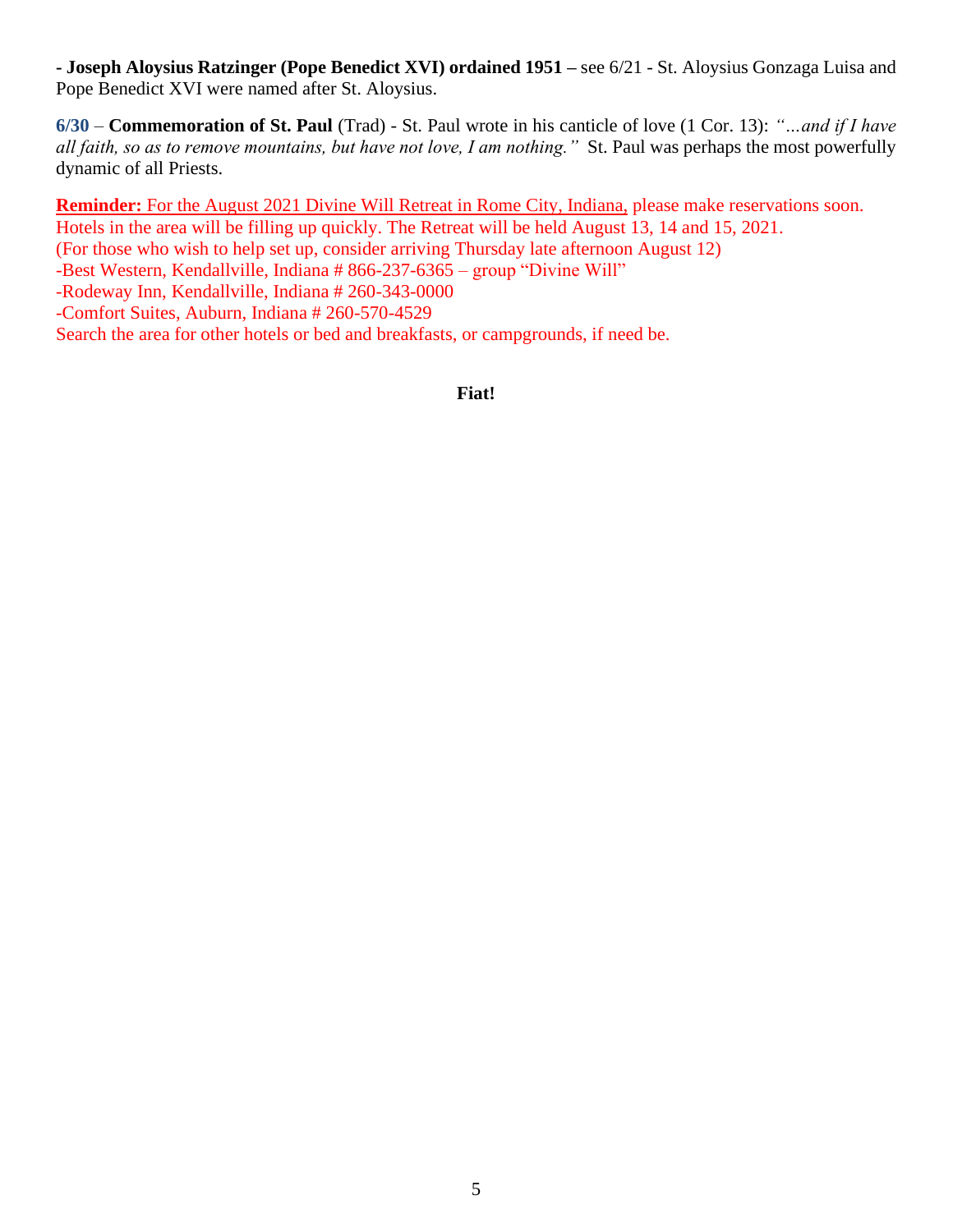**- Joseph Aloysius Ratzinger (Pope Benedict XVI) ordained 1951 –** see 6/21 - St. Aloysius Gonzaga Luisa and Pope Benedict XVI were named after St. Aloysius.

**6/30** – **Commemoration of St. Paul** (Trad) - St. Paul wrote in his canticle of love (1 Cor. 13): *"…and if I have all faith, so as to remove mountains, but have not love, I am nothing."* St. Paul was perhaps the most powerfully dynamic of all Priests.

**Reminder:** For the August 2021 Divine Will Retreat in Rome City, Indiana, please make reservations soon. Hotels in the area will be filling up quickly. The Retreat will be held August 13, 14 and 15, 2021.
(For those who wish to help set up, consider arriving Thursday late afternoon August 12)
-Best Western, Kendallville, Indiana # 866-237-6365 – group "Divine Will"
-Rodeway Inn, Kendallville, Indiana # 260-343-0000
-Comfort Suites, Auburn, Indiana # 260-570-4529
Search the area for other hotels or bed and breakfasts, or campgrounds, if need be.

**Fiat!**